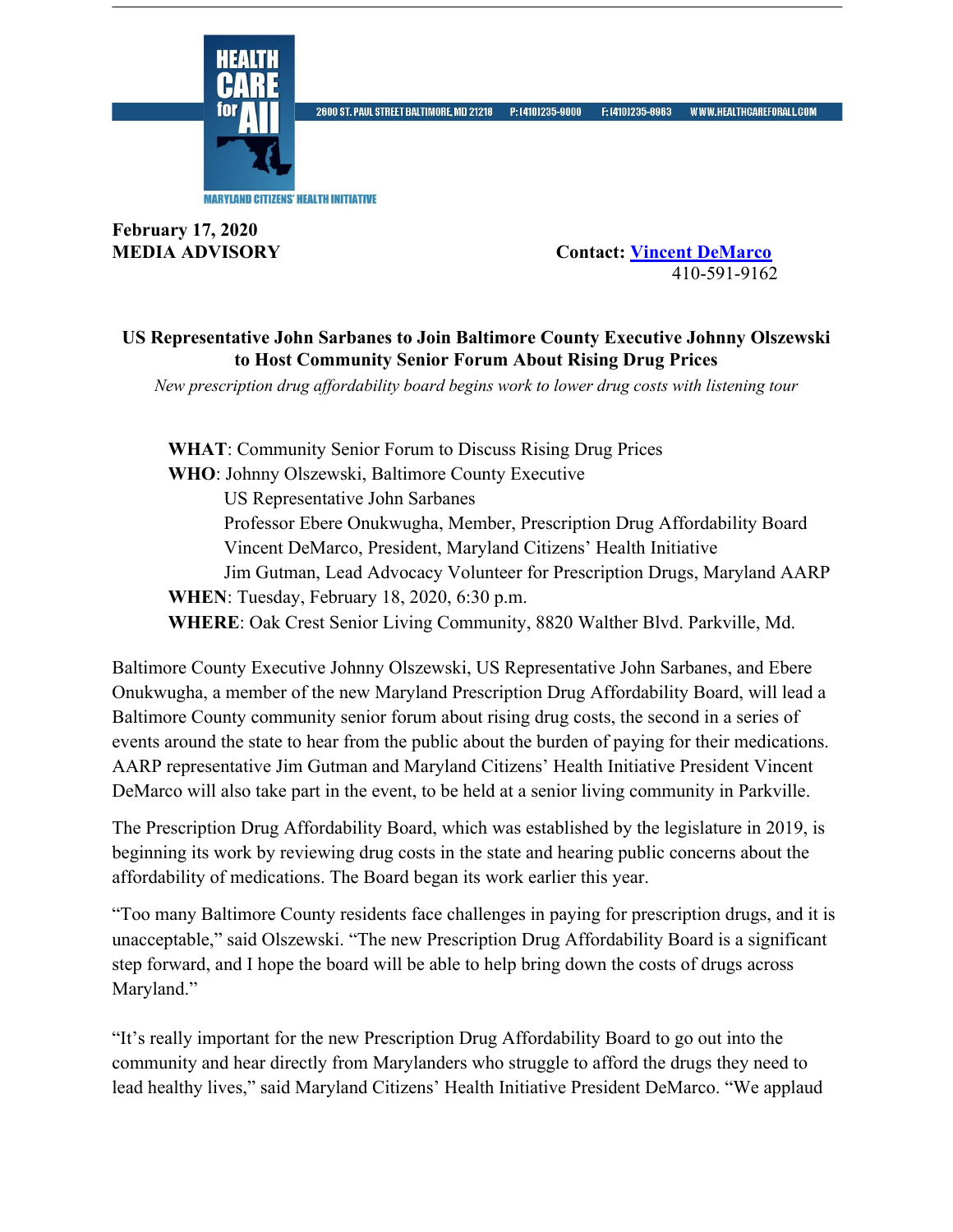HEALTH CARE for All

MARYLAND CITIZENS' HEALTH INITIATIVE

2600 ST. PAUL STREET BALTIMORE, MD 21218 P: (410)235-9000 F: (410)235-8963 WWW.HEALTHCAREFORALL.COM

**February 17, 2020**
**MEDIA ADVISORY**

**Contact: Vincent DeMarco**
410-591-9162

## US Representative John Sarbanes to Join Baltimore County Executive Johnny Olszewski to Host Community Senior Forum About Rising Drug Prices

*New prescription drug affordability board begins work to lower drug costs with listening tour*

**WHAT**: Community Senior Forum to Discuss Rising Drug Prices
**WHO**: Johnny Olszewski, Baltimore County Executive
US Representative John Sarbanes
Professor Ebere Onukwugha, Member, Prescription Drug Affordability Board
Vincent DeMarco, President, Maryland Citizens' Health Initiative
Jim Gutman, Lead Advocacy Volunteer for Prescription Drugs, Maryland AARP
**WHEN**: Tuesday, February 18, 2020, 6:30 p.m.
**WHERE**: Oak Crest Senior Living Community, 8820 Walther Blvd. Parkville, Md.

Baltimore County Executive Johnny Olszewski, US Representative John Sarbanes, and Ebere Onukwugha, a member of the new Maryland Prescription Drug Affordability Board, will lead a Baltimore County community senior forum about rising drug costs, the second in a series of events around the state to hear from the public about the burden of paying for their medications. AARP representative Jim Gutman and Maryland Citizens' Health Initiative President Vincent DeMarco will also take part in the event, to be held at a senior living community in Parkville.

The Prescription Drug Affordability Board, which was established by the legislature in 2019, is beginning its work by reviewing drug costs in the state and hearing public concerns about the affordability of medications. The Board began its work earlier this year.

"Too many Baltimore County residents face challenges in paying for prescription drugs, and it is unacceptable," said Olszewski. "The new Prescription Drug Affordability Board is a significant step forward, and I hope the board will be able to help bring down the costs of drugs across Maryland."

"It's really important for the new Prescription Drug Affordability Board to go out into the community and hear directly from Marylanders who struggle to afford the drugs they need to lead healthy lives," said Maryland Citizens' Health Initiative President DeMarco. "We applaud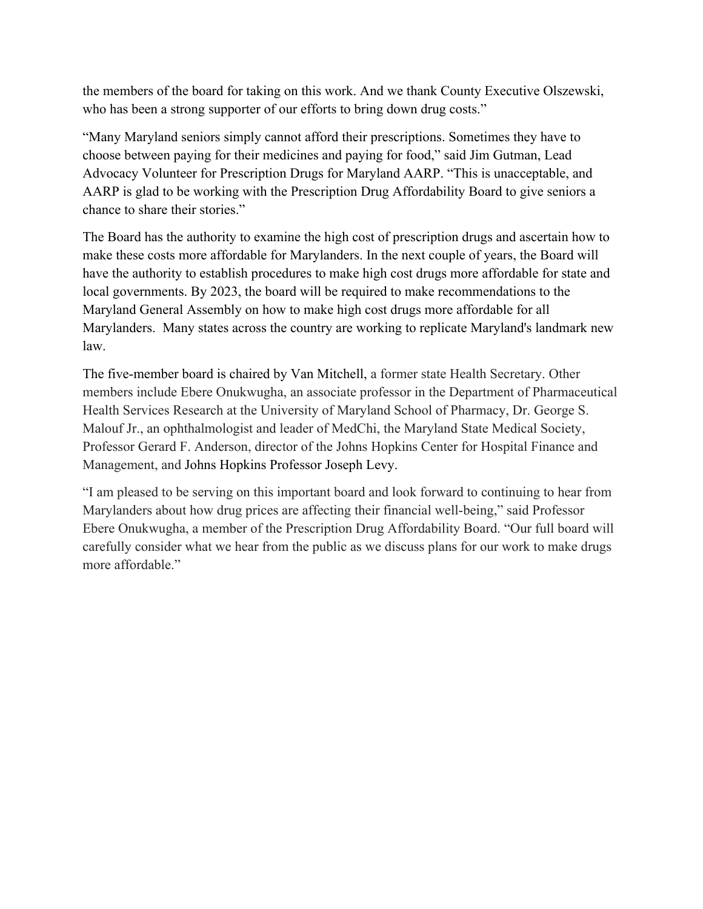the members of the board for taking on this work. And we thank County Executive Olszewski, who has been a strong supporter of our efforts to bring down drug costs."

"Many Maryland seniors simply cannot afford their prescriptions. Sometimes they have to choose between paying for their medicines and paying for food," said Jim Gutman, Lead Advocacy Volunteer for Prescription Drugs for Maryland AARP. "This is unacceptable, and AARP is glad to be working with the Prescription Drug Affordability Board to give seniors a chance to share their stories."

The Board has the authority to examine the high cost of prescription drugs and ascertain how to make these costs more affordable for Marylanders. In the next couple of years, the Board will have the authority to establish procedures to make high cost drugs more affordable for state and local governments. By 2023, the board will be required to make recommendations to the Maryland General Assembly on how to make high cost drugs more affordable for all Marylanders. Many states across the country are working to replicate Maryland's landmark new law.

The five-member board is chaired by Van Mitchell, a former state Health Secretary. Other members include Ebere Onukwugha, an associate professor in the Department of Pharmaceutical Health Services Research at the University of Maryland School of Pharmacy, Dr. George S. Malouf Jr., an ophthalmologist and leader of MedChi, the Maryland State Medical Society, Professor Gerard F. Anderson, director of the Johns Hopkins Center for Hospital Finance and Management, and Johns Hopkins Professor Joseph Levy.

"I am pleased to be serving on this important board and look forward to continuing to hear from Marylanders about how drug prices are affecting their financial well-being," said Professor Ebere Onukwugha, a member of the Prescription Drug Affordability Board. "Our full board will carefully consider what we hear from the public as we discuss plans for our work to make drugs more affordable."